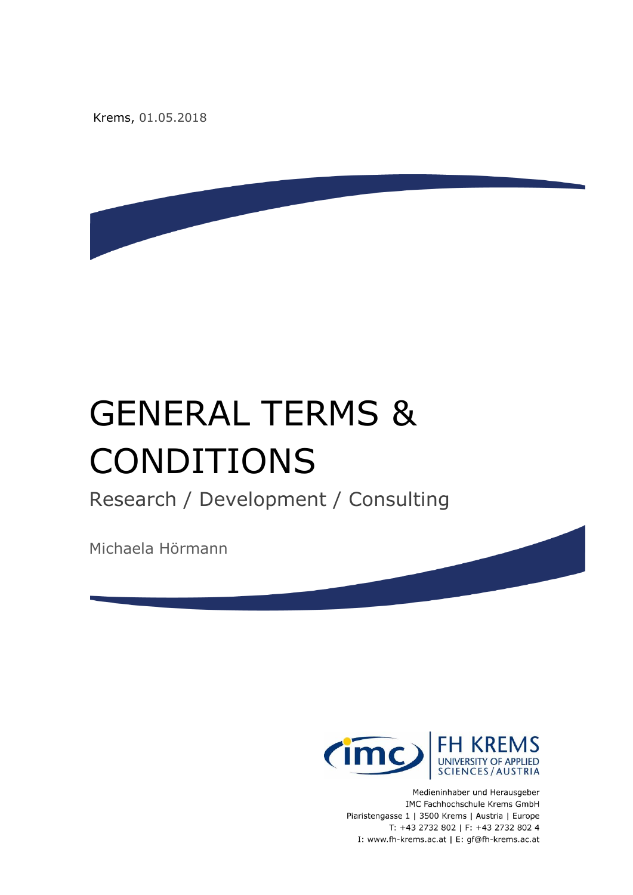Krems, 01.05.2018

# GENERAL TERMS & CONDITIONS

## Research / Development / Consulting

Michaela Hörmann

FH KREMS
UNIVERSITY OF APPLIED SCIENCES / AUSTRIA

Medieninhaber und Herausgeber
IMC Fachhochschule Krems GmbH
Piaristengasse 1 | 3500 Krems | Austria | Europe
T: +43 2732 802 | F: +43 2732 802 4
I: www.fh-krems.ac.at | E: gf@fh-krems.ac.at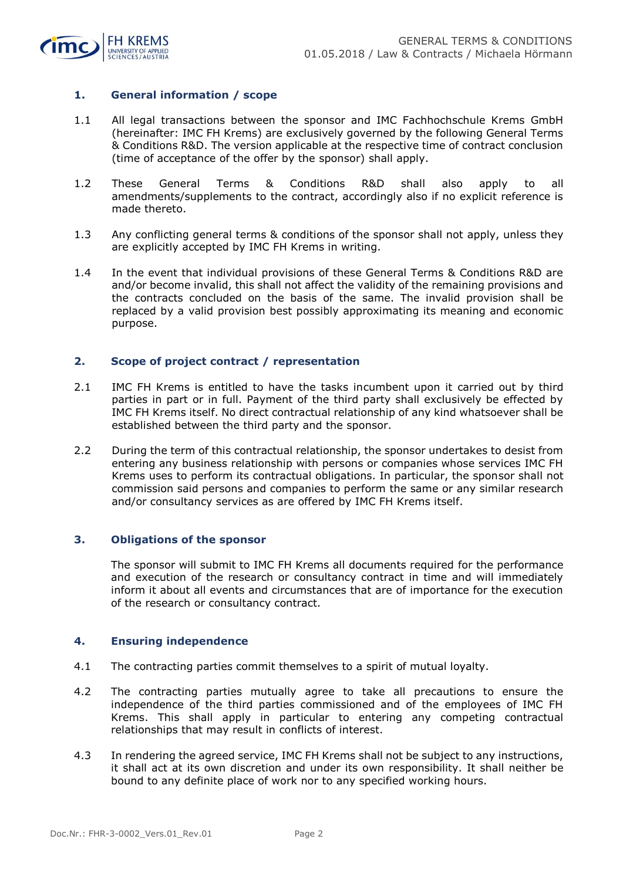## 1. General information / scope

1.1 All legal transactions between the sponsor and IMC Fachhochschule Krems GmbH (hereinafter: IMC FH Krems) are exclusively governed by the following General Terms & Conditions R&D. The version applicable at the respective time of contract conclusion (time of acceptance of the offer by the sponsor) shall apply.

1.2 These General Terms & Conditions R&D shall also apply to all amendments/supplements to the contract, accordingly also if no explicit reference is made thereto.

1.3 Any conflicting general terms & conditions of the sponsor shall not apply, unless they are explicitly accepted by IMC FH Krems in writing.

1.4 In the event that individual provisions of these General Terms & Conditions R&D are and/or become invalid, this shall not affect the validity of the remaining provisions and the contracts concluded on the basis of the same. The invalid provision shall be replaced by a valid provision best possibly approximating its meaning and economic purpose.

## 2. Scope of project contract / representation

2.1 IMC FH Krems is entitled to have the tasks incumbent upon it carried out by third parties in part or in full. Payment of the third party shall exclusively be effected by IMC FH Krems itself. No direct contractual relationship of any kind whatsoever shall be established between the third party and the sponsor.

2.2 During the term of this contractual relationship, the sponsor undertakes to desist from entering any business relationship with persons or companies whose services IMC FH Krems uses to perform its contractual obligations. In particular, the sponsor shall not commission said persons and companies to perform the same or any similar research and/or consultancy services as are offered by IMC FH Krems itself.

## 3. Obligations of the sponsor

The sponsor will submit to IMC FH Krems all documents required for the performance and execution of the research or consultancy contract in time and will immediately inform it about all events and circumstances that are of importance for the execution of the research or consultancy contract.

## 4. Ensuring independence

4.1 The contracting parties commit themselves to a spirit of mutual loyalty.

4.2 The contracting parties mutually agree to take all precautions to ensure the independence of the third parties commissioned and of the employees of IMC FH Krems. This shall apply in particular to entering any competing contractual relationships that may result in conflicts of interest.

4.3 In rendering the agreed service, IMC FH Krems shall not be subject to any instructions, it shall act at its own discretion and under its own responsibility. It shall neither be bound to any definite place of work nor to any specified working hours.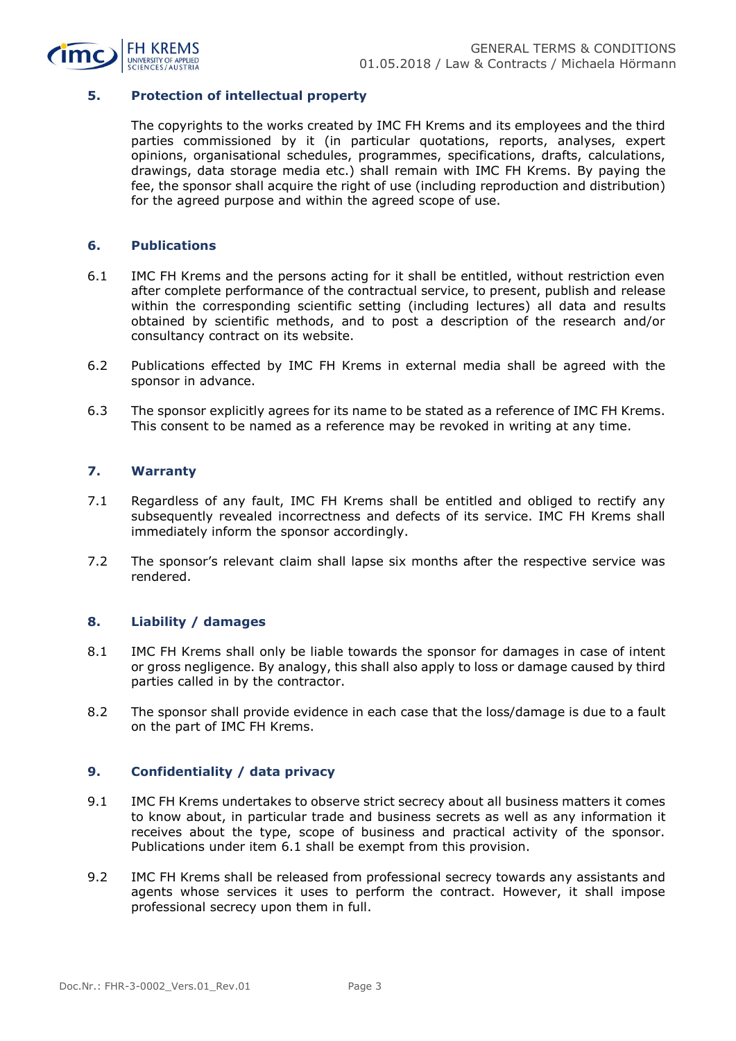## 5. Protection of intellectual property

The copyrights to the works created by IMC FH Krems and its employees and the third parties commissioned by it (in particular quotations, reports, analyses, expert opinions, organisational schedules, programmes, specifications, drafts, calculations, drawings, data storage media etc.) shall remain with IMC FH Krems. By paying the fee, the sponsor shall acquire the right of use (including reproduction and distribution) for the agreed purpose and within the agreed scope of use.

## 6. Publications

6.1 IMC FH Krems and the persons acting for it shall be entitled, without restriction even after complete performance of the contractual service, to present, publish and release within the corresponding scientific setting (including lectures) all data and results obtained by scientific methods, and to post a description of the research and/or consultancy contract on its website.

6.2 Publications effected by IMC FH Krems in external media shall be agreed with the sponsor in advance.

6.3 The sponsor explicitly agrees for its name to be stated as a reference of IMC FH Krems. This consent to be named as a reference may be revoked in writing at any time.

## 7. Warranty

7.1 Regardless of any fault, IMC FH Krems shall be entitled and obliged to rectify any subsequently revealed incorrectness and defects of its service. IMC FH Krems shall immediately inform the sponsor accordingly.

7.2 The sponsor's relevant claim shall lapse six months after the respective service was rendered.

## 8. Liability / damages

8.1 IMC FH Krems shall only be liable towards the sponsor for damages in case of intent or gross negligence. By analogy, this shall also apply to loss or damage caused by third parties called in by the contractor.

8.2 The sponsor shall provide evidence in each case that the loss/damage is due to a fault on the part of IMC FH Krems.

## 9. Confidentiality / data privacy

9.1 IMC FH Krems undertakes to observe strict secrecy about all business matters it comes to know about, in particular trade and business secrets as well as any information it receives about the type, scope of business and practical activity of the sponsor. Publications under item 6.1 shall be exempt from this provision.

9.2 IMC FH Krems shall be released from professional secrecy towards any assistants and agents whose services it uses to perform the contract. However, it shall impose professional secrecy upon them in full.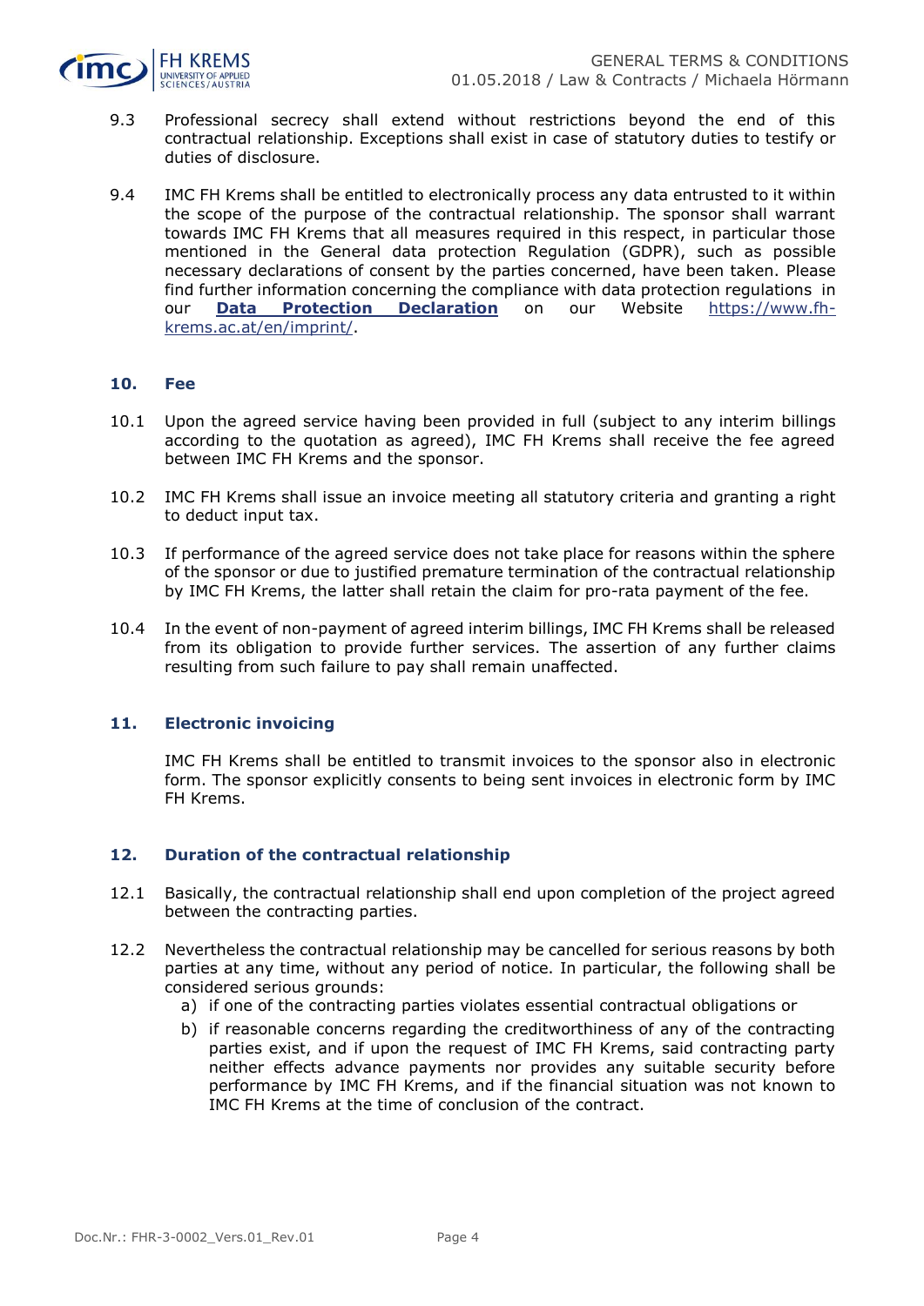9.3 Professional secrecy shall extend without restrictions beyond the end of this contractual relationship. Exceptions shall exist in case of statutory duties to testify or duties of disclosure.

9.4 IMC FH Krems shall be entitled to electronically process any data entrusted to it within the scope of the purpose of the contractual relationship. The sponsor shall warrant towards IMC FH Krems that all measures required in this respect, in particular those mentioned in the General data protection Regulation (GDPR), such as possible necessary declarations of consent by the parties concerned, have been taken. Please find further information concerning the compliance with data protection regulations in our **Data Protection Declaration** on our Website https://www.fh-krems.ac.at/en/imprint/.

## 10. Fee

10.1 Upon the agreed service having been provided in full (subject to any interim billings according to the quotation as agreed), IMC FH Krems shall receive the fee agreed between IMC FH Krems and the sponsor.

10.2 IMC FH Krems shall issue an invoice meeting all statutory criteria and granting a right to deduct input tax.

10.3 If performance of the agreed service does not take place for reasons within the sphere of the sponsor or due to justified premature termination of the contractual relationship by IMC FH Krems, the latter shall retain the claim for pro-rata payment of the fee.

10.4 In the event of non-payment of agreed interim billings, IMC FH Krems shall be released from its obligation to provide further services. The assertion of any further claims resulting from such failure to pay shall remain unaffected.

## 11. Electronic invoicing

IMC FH Krems shall be entitled to transmit invoices to the sponsor also in electronic form. The sponsor explicitly consents to being sent invoices in electronic form by IMC FH Krems.

## 12. Duration of the contractual relationship

12.1 Basically, the contractual relationship shall end upon completion of the project agreed between the contracting parties.

12.2 Nevertheless the contractual relationship may be cancelled for serious reasons by both parties at any time, without any period of notice. In particular, the following shall be considered serious grounds:

a) if one of the contracting parties violates essential contractual obligations or
b) if reasonable concerns regarding the creditworthiness of any of the contracting parties exist, and if upon the request of IMC FH Krems, said contracting party neither effects advance payments nor provides any suitable security before performance by IMC FH Krems, and if the financial situation was not known to IMC FH Krems at the time of conclusion of the contract.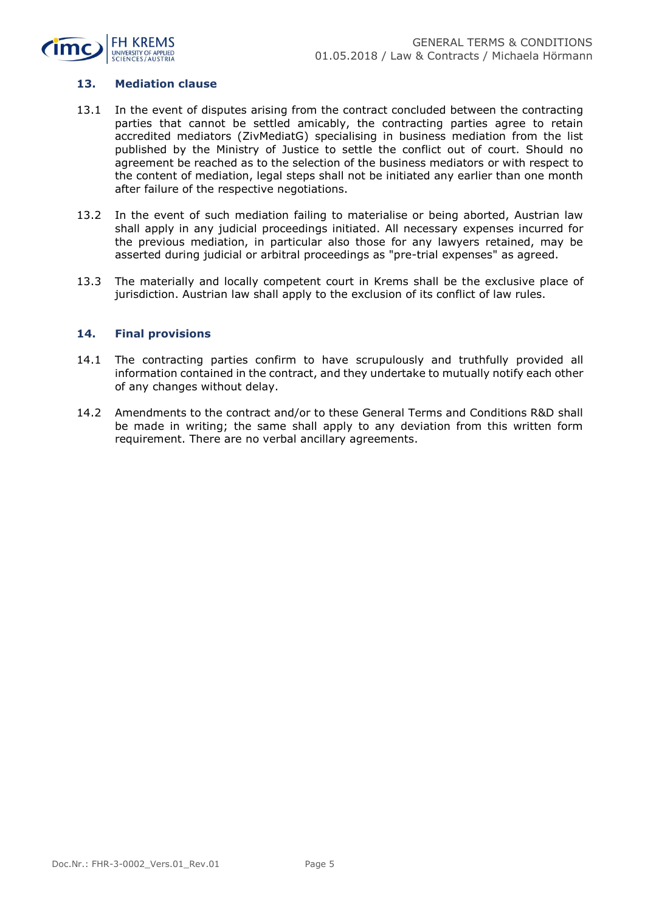## 13. Mediation clause

13.1 In the event of disputes arising from the contract concluded between the contracting parties that cannot be settled amicably, the contracting parties agree to retain accredited mediators (ZivMediatG) specialising in business mediation from the list published by the Ministry of Justice to settle the conflict out of court. Should no agreement be reached as to the selection of the business mediators or with respect to the content of mediation, legal steps shall not be initiated any earlier than one month after failure of the respective negotiations.

13.2 In the event of such mediation failing to materialise or being aborted, Austrian law shall apply in any judicial proceedings initiated. All necessary expenses incurred for the previous mediation, in particular also those for any lawyers retained, may be asserted during judicial or arbitral proceedings as "pre-trial expenses" as agreed.

13.3 The materially and locally competent court in Krems shall be the exclusive place of jurisdiction. Austrian law shall apply to the exclusion of its conflict of law rules.

## 14. Final provisions

14.1 The contracting parties confirm to have scrupulously and truthfully provided all information contained in the contract, and they undertake to mutually notify each other of any changes without delay.

14.2 Amendments to the contract and/or to these General Terms and Conditions R&D shall be made in writing; the same shall apply to any deviation from this written form requirement. There are no verbal ancillary agreements.